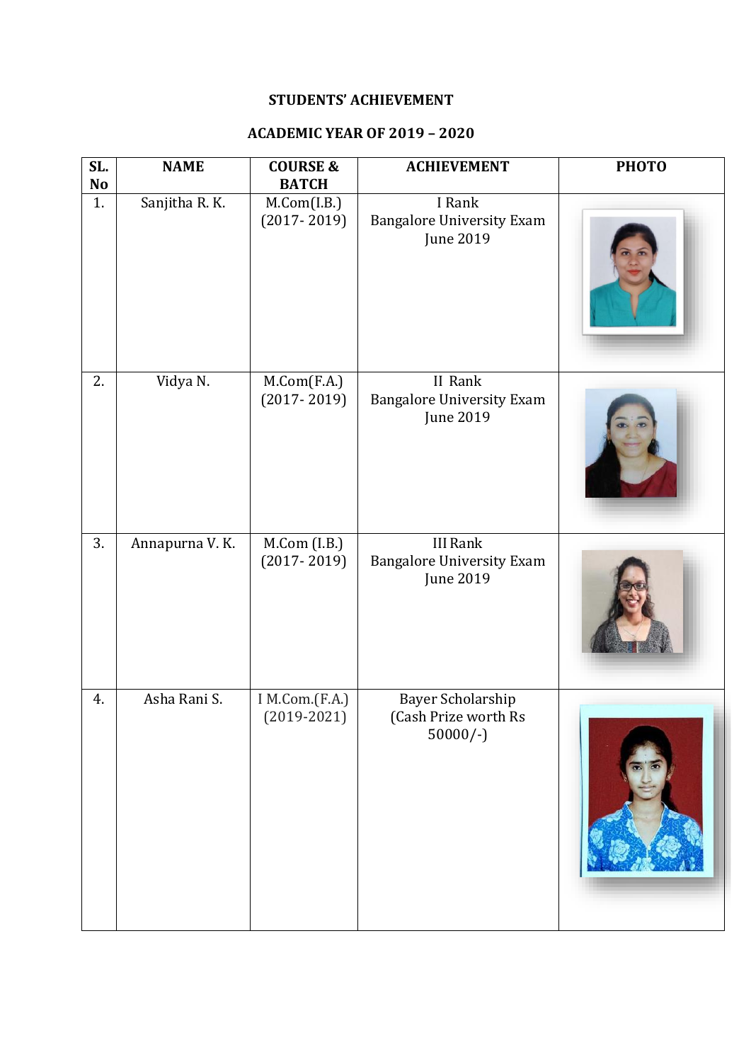**STUDENTS' ACHIEVEMENT**

**ACADEMIC YEAR OF 2019 – 2020**

| SL. No | NAME | COURSE & BATCH | ACHIEVEMENT | PHOTO |
|---|---|---|---|---|
| 1. | Sanjitha R. K. | M.Com(I.B.) (2017- 2019) | I Rank Bangalore University Exam June 2019 | |
| 2. | Vidya N. | M.Com(F.A.) (2017- 2019) | II Rank Bangalore University Exam June 2019 | |
| 3. | Annapurna V. K. | M.Com (I.B.) (2017- 2019) | III Rank Bangalore University Exam June 2019 | |
| 4. | Asha Rani S. | I M.Com.(F.A.) (2019-2021) | Bayer Scholarship (Cash Prize worth Rs 50000/-) | |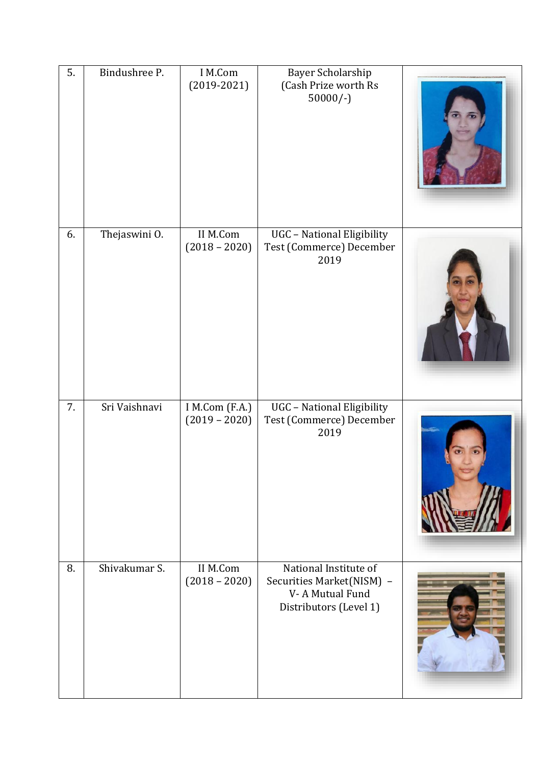| 5. | Bindushree P. | I M.Com (2019-2021) | Bayer Scholarship (Cash Prize worth Rs 50000/-) | |
|---|---|---|---|---|
| 6. | Thejaswini O. | II M.Com (2018 – 2020) | UGC – National Eligibility Test (Commerce) December 2019 | |
| 7. | Sri Vaishnavi | I M.Com (F.A.) (2019 – 2020) | UGC – National Eligibility Test (Commerce) December 2019 | |
| 8. | Shivakumar S. | II M.Com (2018 – 2020) | National Institute of Securities Market(NISM) – V- A Mutual Fund Distributors (Level 1) | |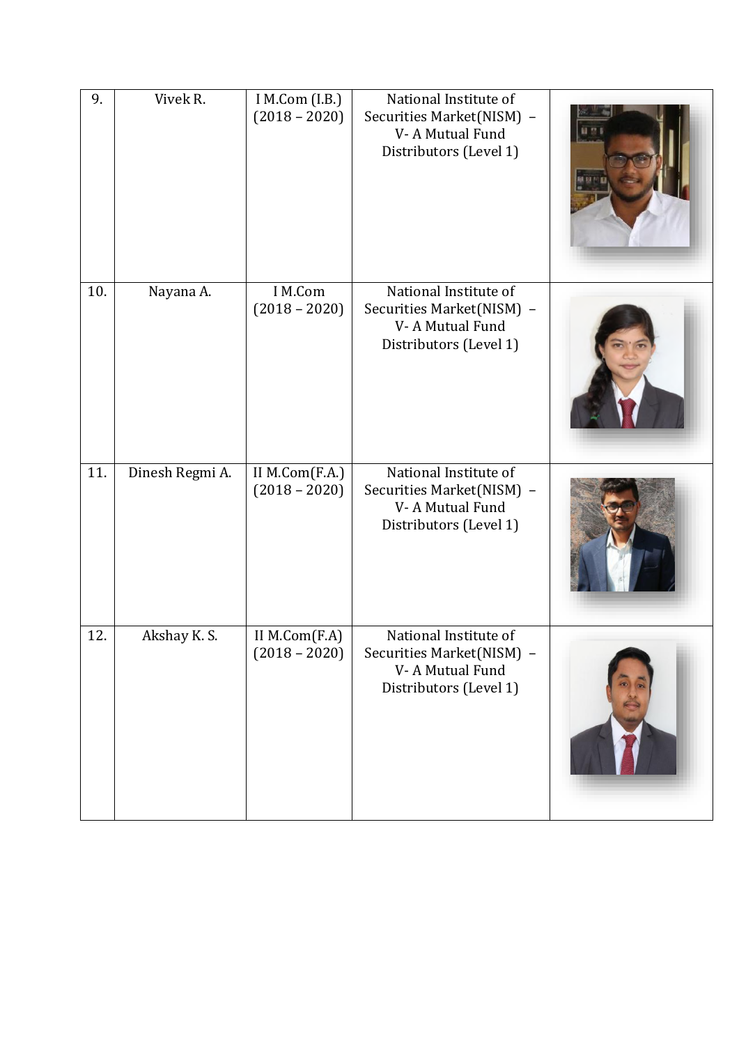| 9. | Vivek R. | I M.Com (I.B.) (2018 – 2020) | National Institute of Securities Market(NISM) – V- A Mutual Fund Distributors (Level 1) | |
|---|---|---|---|---|
| 10. | Nayana A. | I M.Com (2018 – 2020) | National Institute of Securities Market(NISM) – V- A Mutual Fund Distributors (Level 1) | |
| 11. | Dinesh Regmi A. | II M.Com(F.A.) (2018 – 2020) | National Institute of Securities Market(NISM) – V- A Mutual Fund Distributors (Level 1) | |
| 12. | Akshay K. S. | II M.Com(F.A) (2018 – 2020) | National Institute of Securities Market(NISM) – V- A Mutual Fund Distributors (Level 1) | |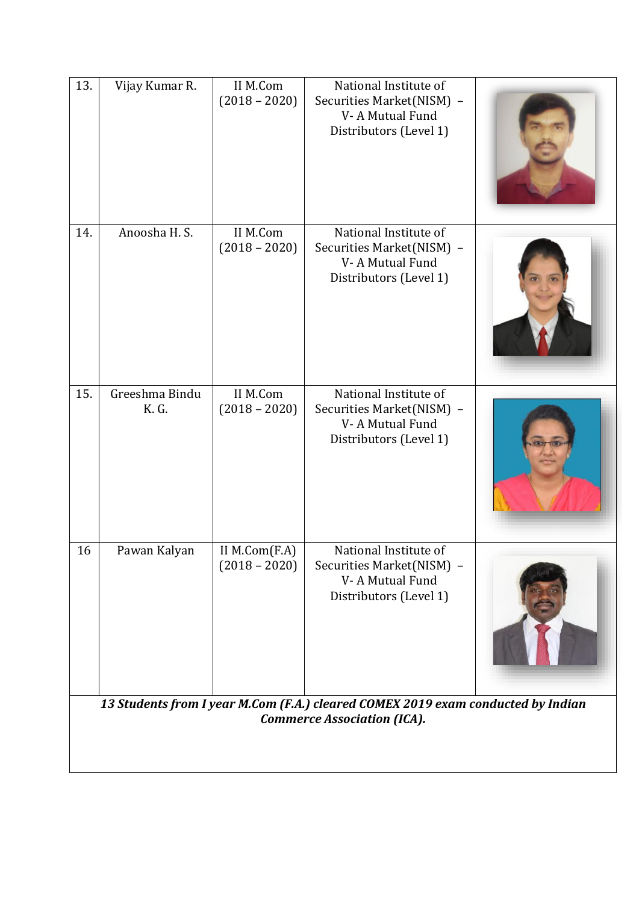| | | | | |
|---|---|---|---|---|
| 13. | Vijay Kumar R. | II M.Com (2018 – 2020) | National Institute of Securities Market(NISM) – V- A Mutual Fund Distributors (Level 1) | |
| 14. | Anoosha H. S. | II M.Com (2018 – 2020) | National Institute of Securities Market(NISM) – V- A Mutual Fund Distributors (Level 1) | |
| 15. | Greeshma Bindu K. G. | II M.Com (2018 – 2020) | National Institute of Securities Market(NISM) – V- A Mutual Fund Distributors (Level 1) | |
| 16 | Pawan Kalyan | II M.Com(F.A) (2018 – 2020) | National Institute of Securities Market(NISM) – V- A Mutual Fund Distributors (Level 1) | |

***13 Students from I year M.Com (F.A.) cleared COMEX 2019 exam conducted by Indian Commerce Association (ICA).***